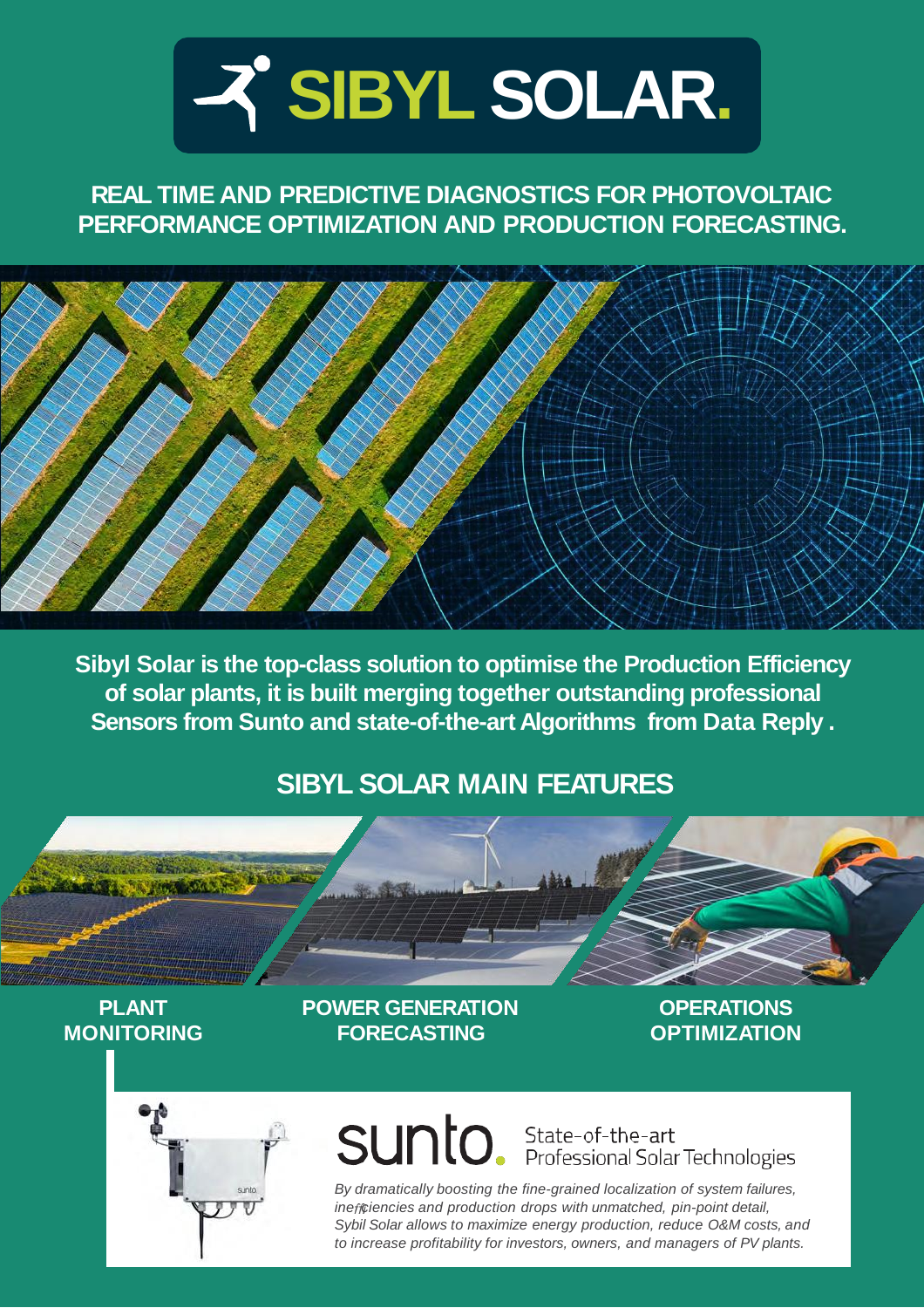# SIBYL SOLAR.

## REAL TIME AND PREDICTIVE DIAGNOSTICS FOR PHOTOVOLTAIC PERFORMANCE OPTIMIZATION AND PRODUCTION FORECASTING.

**Sibyl Solar is the top-class solution to optimise the Production Efficiency of solar plants, it is built merging together outstanding professional Sensors from Sunto and state-of-the-art Algorithms from Data Reply .**

## SIBYL SOLAR MAIN FEATURES

**PLANT MONITORING**

**POWER GENERATION FORECASTING**

**OPERATIONS OPTIMIZATION**

sunto. State-of-the-art Professional Solar Technologies

*By dramatically boosting the fine-grained localization of system failures, inefficiencies and production drops with unmatched, pin-point detail, Sybil Solar allows to maximize energy production, reduce O&M costs, and to increase profitability for investors, owners, and managers of PV plants.*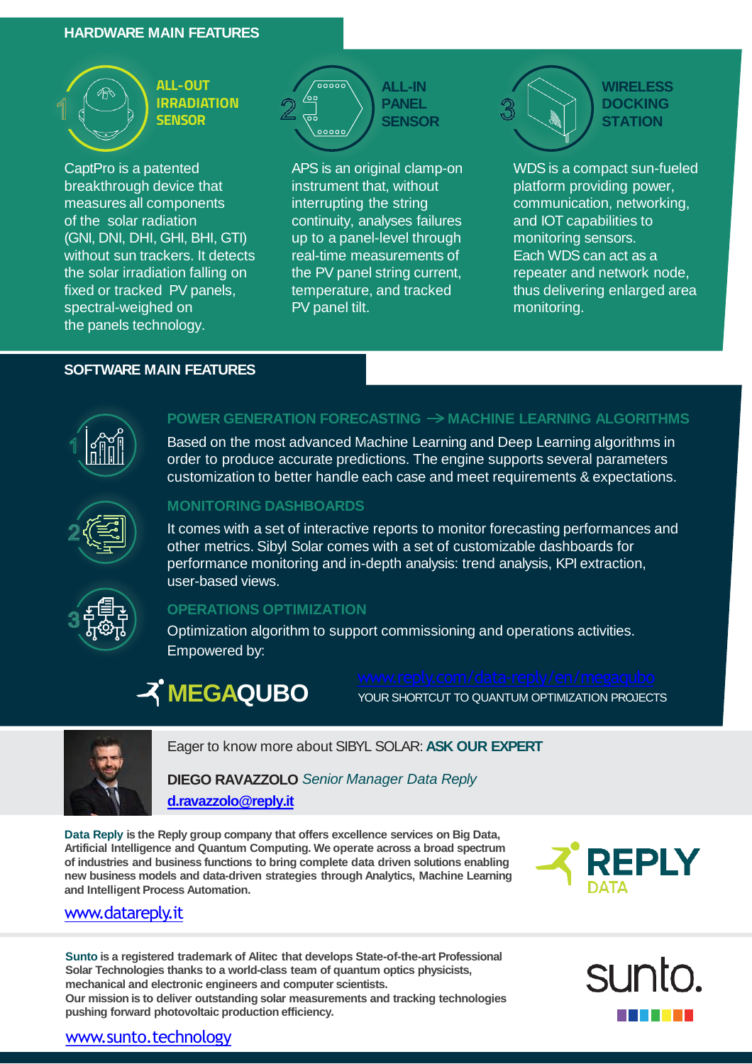## HARDWARE MAIN FEATURES

### 1 ALL-OUT IRRADIATION SENSOR

CaptPro is a patented breakthrough device that measures all components of the solar radiation (GNI, DNI, DHI, GHI, BHI, GTI) without sun trackers. It detects the solar irradiation falling on fixed or tracked PV panels, spectral-weighed on the panels technology.

### 2 ALL-IN PANEL SENSOR

APS is an original clamp-on instrument that, without interrupting the string continuity, analyses failures up to a panel-level through real-time measurements of the PV panel string current, temperature, and tracked PV panel tilt.

### 3 WIRELESS DOCKING STATION

WDS is a compact sun-fueled platform providing power, communication, networking, and IOT capabilities to monitoring sensors.
Each WDS can act as a repeater and network node, thus delivering enlarged area monitoring.

## SOFTWARE MAIN FEATURES

### 1 POWER GENERATION FORECASTING → MACHINE LEARNING ALGORITHMS

Based on the most advanced Machine Learning and Deep Learning algorithms in order to produce accurate predictions. The engine supports several parameters customization to better handle each case and meet requirements & expectations.

### 2 MONITORING DASHBOARDS

It comes with a set of interactive reports to monitor forecasting performances and other metrics. Sibyl Solar comes with a set of customizable dashboards for performance monitoring and in-depth analysis: trend analysis, KPI extraction, user-based views.

### 3 OPERATIONS OPTIMIZATION

Optimization algorithm to support commissioning and operations activities.
Empowered by:

**MEGAQUBO**

www.reply.com/data-reply/en/megaqubo
YOUR SHORTCUT TO QUANTUM OPTIMIZATION PROJECTS

Eager to know more about SIBYL SOLAR: **ASK OUR EXPERT**

**DIEGO RAVAZZOLO** *Senior Manager Data Reply*
d.ravazzolo@reply.it

**Data Reply is the Reply group company that offers excellence services on Big Data, Artificial Intelligence and Quantum Computing. We operate across a broad spectrum of industries and business functions to bring complete data driven solutions enabling new business models and data-driven strategies through Analytics, Machine Learning and Intelligent Process Automation.**

REPLY DATA

www.datareply.it

**Sunto is a registered trademark of Alitec that develops State-of-the-art Professional Solar Technologies thanks to a world-class team of quantum optics physicists, mechanical and electronic engineers and computer scientists.**
**Our mission is to deliver outstanding solar measurements and tracking technologies pushing forward photovoltaic production efficiency.**

sunto.

www.sunto.technology